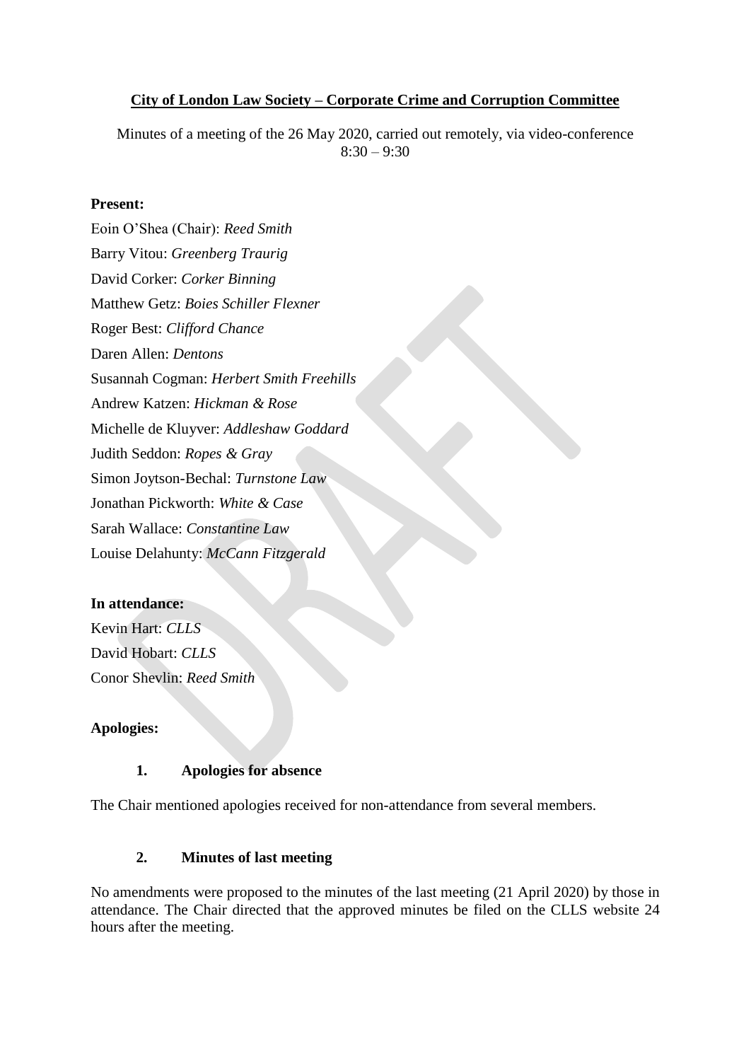**City of London Law Society – Corporate Crime and Corruption Committee**

Minutes of a meeting of the 26 May 2020, carried out remotely, via video-conference
8:30 – 9:30

**Present:**

Eoin O'Shea (Chair): *Reed Smith*
Barry Vitou: *Greenberg Traurig*
David Corker: *Corker Binning*
Matthew Getz: *Boies Schiller Flexner*
Roger Best: *Clifford Chance*
Daren Allen: *Dentons*
Susannah Cogman: *Herbert Smith Freehills*
Andrew Katzen: *Hickman & Rose*
Michelle de Kluyver: *Addleshaw Goddard*
Judith Seddon: *Ropes & Gray*
Simon Joytson-Bechal: *Turnstone Law*
Jonathan Pickworth: *White & Case*
Sarah Wallace: *Constantine Law*
Louise Delahunty: *McCann Fitzgerald*

**In attendance:**

Kevin Hart: *CLLS*
David Hobart: *CLLS*
Conor Shevlin: *Reed Smith*

**Apologies:**

**1. Apologies for absence**

The Chair mentioned apologies received for non-attendance from several members.

**2. Minutes of last meeting**

No amendments were proposed to the minutes of the last meeting (21 April 2020) by those in attendance. The Chair directed that the approved minutes be filed on the CLLS website 24 hours after the meeting.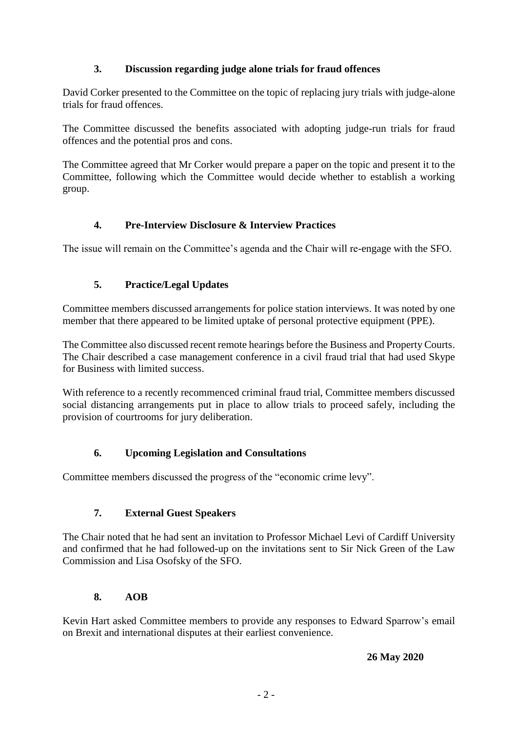## 3. Discussion regarding judge alone trials for fraud offences

David Corker presented to the Committee on the topic of replacing jury trials with judge-alone trials for fraud offences.

The Committee discussed the benefits associated with adopting judge-run trials for fraud offences and the potential pros and cons.

The Committee agreed that Mr Corker would prepare a paper on the topic and present it to the Committee, following which the Committee would decide whether to establish a working group.

## 4. Pre-Interview Disclosure & Interview Practices

The issue will remain on the Committee's agenda and the Chair will re-engage with the SFO.

## 5. Practice/Legal Updates

Committee members discussed arrangements for police station interviews. It was noted by one member that there appeared to be limited uptake of personal protective equipment (PPE).

The Committee also discussed recent remote hearings before the Business and Property Courts. The Chair described a case management conference in a civil fraud trial that had used Skype for Business with limited success.

With reference to a recently recommenced criminal fraud trial, Committee members discussed social distancing arrangements put in place to allow trials to proceed safely, including the provision of courtrooms for jury deliberation.

## 6. Upcoming Legislation and Consultations

Committee members discussed the progress of the "economic crime levy".

## 7. External Guest Speakers

The Chair noted that he had sent an invitation to Professor Michael Levi of Cardiff University and confirmed that he had followed-up on the invitations sent to Sir Nick Green of the Law Commission and Lisa Osofsky of the SFO.

## 8. AOB

Kevin Hart asked Committee members to provide any responses to Edward Sparrow's email on Brexit and international disputes at their earliest convenience.

**26 May 2020**